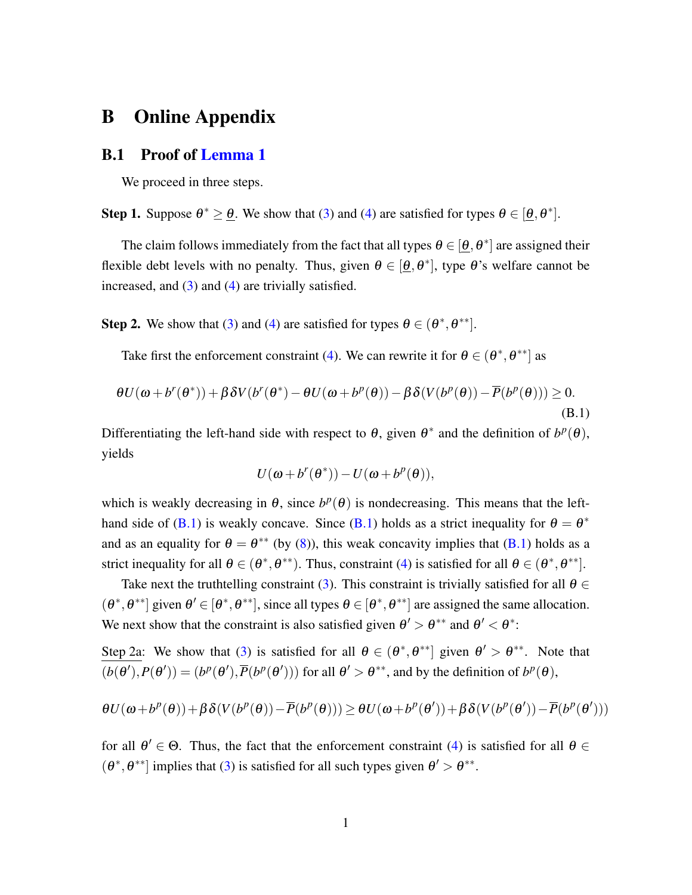# B Online Appendix

## B.1 Proof of Lemma 1

We proceed in three steps.

**Step 1.** Suppose $\theta^* \geq \underline{\theta}$. We show that (3) and (4) are satisfied for types $\theta \in [\underline{\theta}, \theta^*]$.

The claim follows immediately from the fact that all types $\theta \in [\underline{\theta}, \theta^*]$ are assigned their flexible debt levels with no penalty. Thus, given $\theta \in [\underline{\theta}, \theta^*]$, type $\theta$'s welfare cannot be increased, and (3) and (4) are trivially satisfied.

**Step 2.** We show that (3) and (4) are satisfied for types $\theta \in (\theta^*, \theta^{**}]$.

Take first the enforcement constraint (4). We can rewrite it for $\theta \in (\theta^*, \theta^{**}]$ as

$$\theta U(\omega + b^r(\theta^*)) + \beta\delta V(b^r(\theta^*) - \theta U(\omega + b^p(\theta)) - \beta\delta(V(b^p(\theta)) - \overline{P}(b^p(\theta))) \geq 0. \tag{B.1}$$

Differentiating the left-hand side with respect to $\theta$, given $\theta^*$ and the definition of $b^p(\theta)$, yields

$$U(\omega + b^r(\theta^*)) - U(\omega + b^p(\theta)),$$

which is weakly decreasing in $\theta$, since $b^p(\theta)$ is nondecreasing. This means that the left-hand side of (B.1) is weakly concave. Since (B.1) holds as a strict inequality for $\theta = \theta^*$ and as an equality for $\theta = \theta^{**}$ (by (8)), this weak concavity implies that (B.1) holds as a strict inequality for all $\theta \in (\theta^*, \theta^{**})$. Thus, constraint (4) is satisfied for all $\theta \in (\theta^*, \theta^{**}]$.

Take next the truthtelling constraint (3). This constraint is trivially satisfied for all $\theta \in (\theta^*, \theta^{**}]$ given $\theta' \in [\theta^*, \theta^{**}]$, since all types $\theta \in [\theta^*, \theta^{**}]$ are assigned the same allocation. We next show that the constraint is also satisfied given $\theta' > \theta^{**}$ and $\theta' < \theta^*$:

Step 2a: We show that (3) is satisfied for all $\theta \in (\theta^*, \theta^{**}]$ given $\theta' > \theta^{**}$. Note that $(b(\theta'), P(\theta')) = (b^p(\theta'), \overline{P}(b^p(\theta')))$ for all $\theta' > \theta^{**}$, and by the definition of $b^p(\theta)$,

$$\theta U(\omega + b^p(\theta)) + \beta\delta(V(b^p(\theta)) - \overline{P}(b^p(\theta))) \geq \theta U(\omega + b^p(\theta')) + \beta\delta(V(b^p(\theta')) - \overline{P}(b^p(\theta')))$$

for all $\theta' \in \Theta$. Thus, the fact that the enforcement constraint (4) is satisfied for all $\theta \in (\theta^*, \theta^{**}]$ implies that (3) is satisfied for all such types given $\theta' > \theta^{**}$.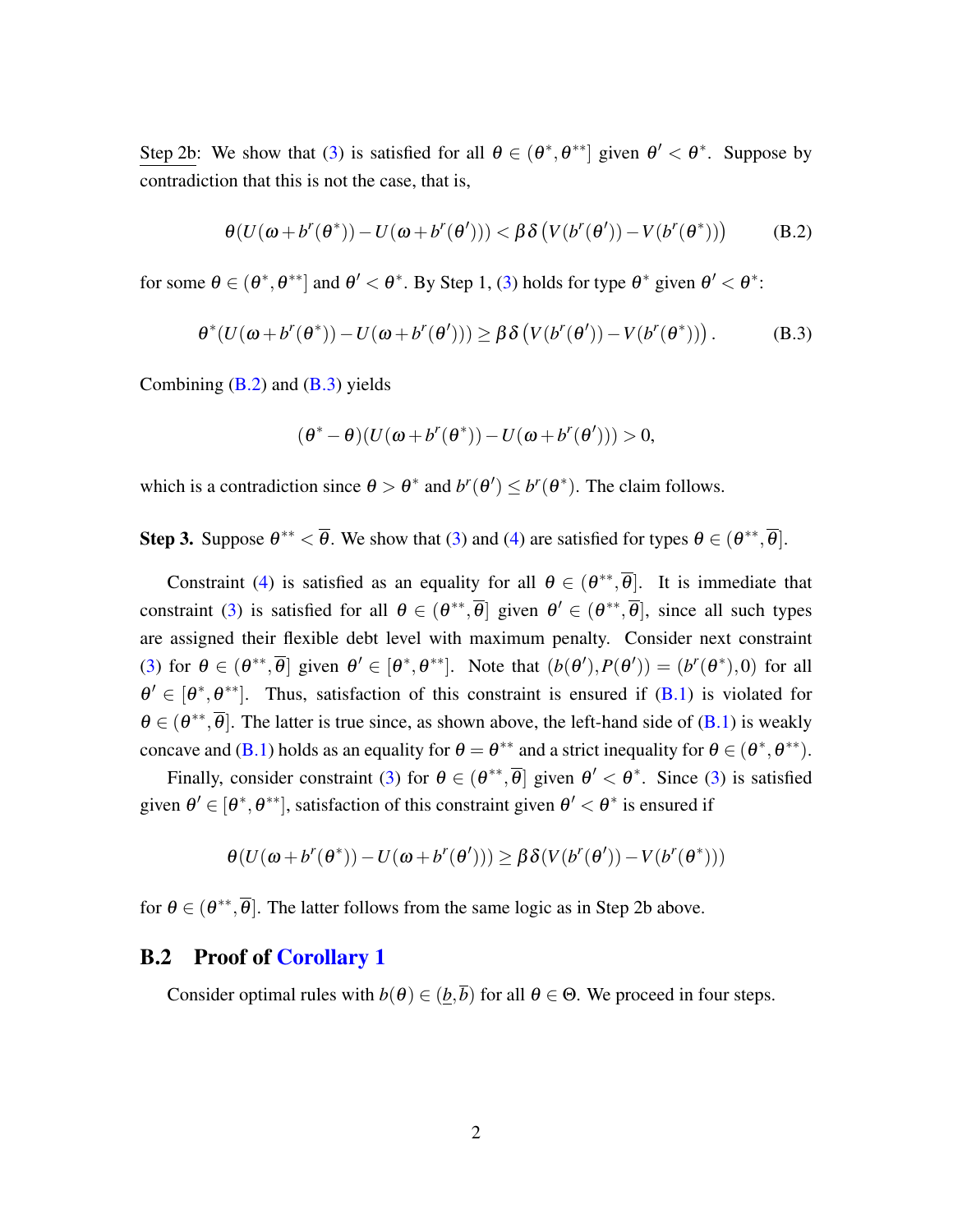<u>Step 2b</u>: We show that (3) is satisfied for all $\theta \in (\theta^*, \theta^{**}]$ given $\theta' < \theta^*$. Suppose by contradiction that this is not the case, that is,

$$\theta(U(\omega + b^r(\theta^*)) - U(\omega + b^r(\theta'))) < \beta\delta\left(V(b^r(\theta')) - V(b^r(\theta^*))\right) \tag{B.2}$$

for some $\theta \in (\theta^*, \theta^{**}]$ and $\theta' < \theta^*$. By Step 1, (3) holds for type $\theta^*$ given $\theta' < \theta^*$:

$$\theta^*(U(\omega + b^r(\theta^*)) - U(\omega + b^r(\theta'))) \geq \beta\delta\left(V(b^r(\theta')) - V(b^r(\theta^*))\right). \tag{B.3}$$

Combining (B.2) and (B.3) yields

$$(\theta^* - \theta)(U(\omega + b^r(\theta^*)) - U(\omega + b^r(\theta'))) > 0,$$

which is a contradiction since $\theta > \theta^*$ and $b^r(\theta') \leq b^r(\theta^*)$. The claim follows.

**Step 3.** Suppose $\theta^{**} < \overline{\theta}$. We show that (3) and (4) are satisfied for types $\theta \in (\theta^{**}, \overline{\theta}]$.

Constraint (4) is satisfied as an equality for all $\theta \in (\theta^{**}, \overline{\theta}]$. It is immediate that constraint (3) is satisfied for all $\theta \in (\theta^{**}, \overline{\theta}]$ given $\theta' \in (\theta^{**}, \overline{\theta}]$, since all such types are assigned their flexible debt level with maximum penalty. Consider next constraint (3) for $\theta \in (\theta^{**}, \overline{\theta}]$ given $\theta' \in [\theta^*, \theta^{**}]$. Note that $(b(\theta'), P(\theta')) = (b^r(\theta^*), 0)$ for all $\theta' \in [\theta^*, \theta^{**}]$. Thus, satisfaction of this constraint is ensured if (B.1) is violated for $\theta \in (\theta^{**}, \overline{\theta}]$. The latter is true since, as shown above, the left-hand side of (B.1) is weakly concave and (B.1) holds as an equality for $\theta = \theta^{**}$ and a strict inequality for $\theta \in (\theta^*, \theta^{**})$.

Finally, consider constraint (3) for $\theta \in (\theta^{**}, \overline{\theta}]$ given $\theta' < \theta^*$. Since (3) is satisfied given $\theta' \in [\theta^*, \theta^{**}]$, satisfaction of this constraint given $\theta' < \theta^*$ is ensured if

$$\theta(U(\omega + b^r(\theta^*)) - U(\omega + b^r(\theta'))) \geq \beta\delta(V(b^r(\theta')) - V(b^r(\theta^*)))$$

for $\theta \in (\theta^{**}, \overline{\theta}]$. The latter follows from the same logic as in Step 2b above.

## B.2 Proof of Corollary 1

Consider optimal rules with $b(\theta) \in (\underline{b}, \overline{b})$ for all $\theta \in \Theta$. We proceed in four steps.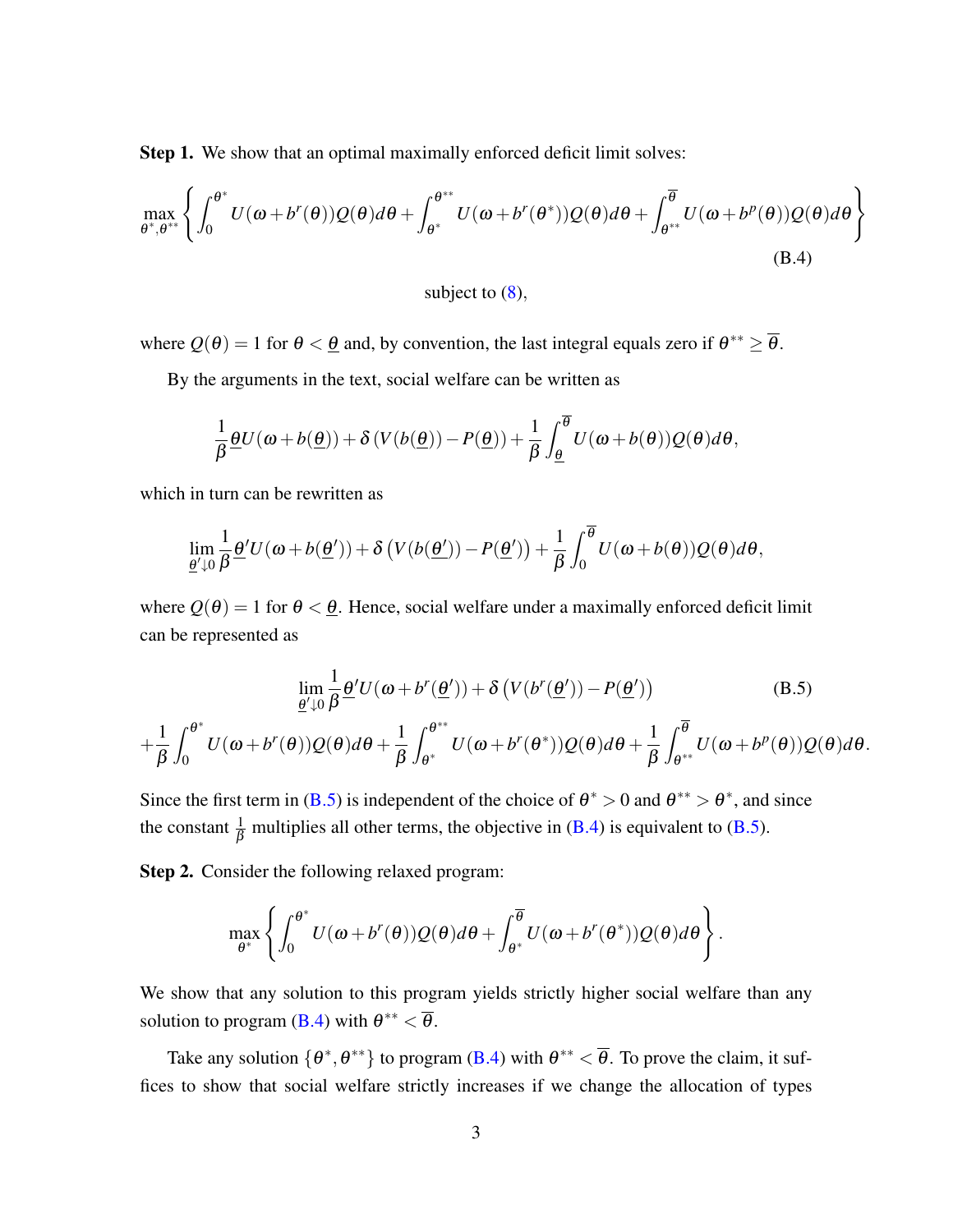**Step 1.** We show that an optimal maximally enforced deficit limit solves:

$$\max_{\theta^*,\theta^{**}} \left\{ \int_0^{\theta^*} U(\omega + b^r(\theta))Q(\theta)d\theta + \int_{\theta^*}^{\theta^{**}} U(\omega + b^r(\theta^*))Q(\theta)d\theta + \int_{\theta^{**}}^{\overline{\theta}} U(\omega + b^p(\theta))Q(\theta)d\theta \right\} \tag{B.4}$$

subject to (8),

where $Q(\theta) = 1$ for $\theta < \underline{\theta}$ and, by convention, the last integral equals zero if $\theta^{**} \geq \overline{\theta}$.

By the arguments in the text, social welfare can be written as

$$\frac{1}{\beta}\underline{\theta}U(\omega + b(\underline{\theta})) + \delta\left(V(b(\underline{\theta})) - P(\underline{\theta})\right) + \frac{1}{\beta}\int_{\underline{\theta}}^{\overline{\theta}} U(\omega + b(\theta))Q(\theta)d\theta,$$

which in turn can be rewritten as

$$\lim_{\underline{\theta}'\downarrow 0} \frac{1}{\beta}\underline{\theta}'U(\omega + b(\underline{\theta}')) + \delta\left(V(b(\underline{\theta}')) - P(\underline{\theta}')\right) + \frac{1}{\beta}\int_0^{\overline{\theta}} U(\omega + b(\theta))Q(\theta)d\theta,$$

where $Q(\theta) = 1$ for $\theta < \underline{\theta}$. Hence, social welfare under a maximally enforced deficit limit can be represented as

$$\lim_{\underline{\theta}'\downarrow 0} \frac{1}{\beta}\underline{\theta}'U(\omega + b^r(\underline{\theta}')) + \delta\left(V(b^r(\underline{\theta}')) - P(\underline{\theta}')\right) \tag{B.5}$$
$$+\frac{1}{\beta}\int_0^{\theta^*} U(\omega + b^r(\theta))Q(\theta)d\theta + \frac{1}{\beta}\int_{\theta^*}^{\theta^{**}} U(\omega + b^r(\theta^*))Q(\theta)d\theta + \frac{1}{\beta}\int_{\theta^{**}}^{\overline{\theta}} U(\omega + b^p(\theta))Q(\theta)d\theta.$$

Since the first term in (B.5) is independent of the choice of $\theta^* > 0$ and $\theta^{**} > \theta^*$, and since the constant $\frac{1}{\beta}$ multiplies all other terms, the objective in (B.4) is equivalent to (B.5).

**Step 2.** Consider the following relaxed program:

$$\max_{\theta^*} \left\{ \int_0^{\theta^*} U(\omega + b^r(\theta))Q(\theta)d\theta + \int_{\theta^*}^{\overline{\theta}} U(\omega + b^r(\theta^*))Q(\theta)d\theta \right\}.$$

We show that any solution to this program yields strictly higher social welfare than any solution to program (B.4) with $\theta^{**} < \overline{\theta}$.

Take any solution $\{\theta^*, \theta^{**}\}$ to program (B.4) with $\theta^{**} < \overline{\theta}$. To prove the claim, it suffices to show that social welfare strictly increases if we change the allocation of types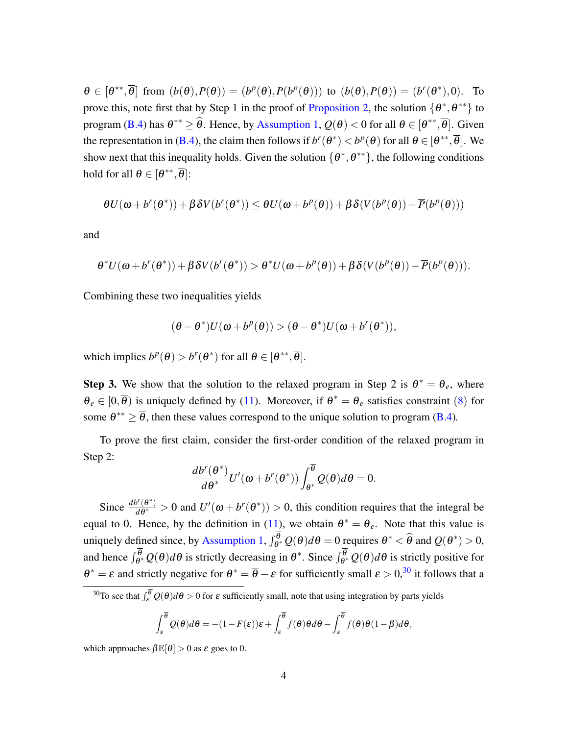$\theta \in [\theta^{**}, \overline{\theta}]$ from $(b(\theta), P(\theta)) = (b^p(\theta), \overline{P}(b^p(\theta)))$ to $(b(\theta), P(\theta)) = (b^r(\theta^*), 0)$. To prove this, note first that by Step 1 in the proof of Proposition 2, the solution $\{\theta^*, \theta^{**}\}$ to program (B.4) has $\theta^{**} \geq \widehat{\theta}$. Hence, by Assumption 1, $Q(\theta) < 0$ for all $\theta \in [\theta^{**}, \overline{\theta}]$. Given the representation in (B.4), the claim then follows if $b^r(\theta^*) < b^p(\theta)$ for all $\theta \in [\theta^{**}, \overline{\theta}]$. We show next that this inequality holds. Given the solution $\{\theta^*, \theta^{**}\}$, the following conditions hold for all $\theta \in [\theta^{**}, \overline{\theta}]$:

$$\theta U(\omega + b^r(\theta^*)) + \beta\delta V(b^r(\theta^*)) \leq \theta U(\omega + b^p(\theta)) + \beta\delta(V(b^p(\theta)) - \overline{P}(b^p(\theta)))$$

and

$$\theta^* U(\omega + b^r(\theta^*)) + \beta\delta V(b^r(\theta^*)) > \theta^* U(\omega + b^p(\theta)) + \beta\delta(V(b^p(\theta)) - \overline{P}(b^p(\theta))).$$

Combining these two inequalities yields

$$(\theta - \theta^*) U(\omega + b^p(\theta)) > (\theta - \theta^*) U(\omega + b^r(\theta^*)),$$

which implies $b^p(\theta) > b^r(\theta^*)$ for all $\theta \in [\theta^{**}, \overline{\theta}]$.

**Step 3.** We show that the solution to the relaxed program in Step 2 is $\theta^* = \theta_e$, where $\theta_e \in [0, \overline{\theta})$ is uniquely defined by (11). Moreover, if $\theta^* = \theta_e$ satisfies constraint (8) for some $\theta^{**} \geq \overline{\theta}$, then these values correspond to the unique solution to program (B.4).

To prove the first claim, consider the first-order condition of the relaxed program in Step 2:

$$\frac{db^r(\theta^*)}{d\theta^*} U'(\omega + b^r(\theta^*)) \int_{\theta^*}^{\overline{\theta}} Q(\theta) d\theta = 0.$$

Since $\frac{db^r(\theta^*)}{d\theta^*} > 0$ and $U'(\omega + b^r(\theta^*)) > 0$, this condition requires that the integral be equal to 0. Hence, by the definition in (11), we obtain $\theta^* = \theta_e$. Note that this value is uniquely defined since, by Assumption 1, $\int_{\theta^*}^{\overline{\theta}} Q(\theta) d\theta = 0$ requires $\theta^* < \widehat{\theta}$ and $Q(\theta^*) > 0$, and hence $\int_{\theta^*}^{\overline{\theta}} Q(\theta) d\theta$ is strictly decreasing in $\theta^*$. Since $\int_{\theta^*}^{\overline{\theta}} Q(\theta) d\theta$ is strictly positive for $\theta^* = \varepsilon$ and strictly negative for $\theta^* = \overline{\theta} - \varepsilon$ for sufficiently small $\varepsilon > 0$,[30] it follows that a

---

[30] To see that $\int_{\varepsilon}^{\overline{\theta}} Q(\theta) d\theta > 0$ for $\varepsilon$ sufficiently small, note that using integration by parts yields

$$\int_{\varepsilon}^{\overline{\theta}} Q(\theta) d\theta = -(1 - F(\varepsilon))\varepsilon + \int_{\varepsilon}^{\overline{\theta}} f(\theta)\theta d\theta - \int_{\varepsilon}^{\overline{\theta}} f(\theta)\theta(1 - \beta) d\theta,$$

which approaches $\beta\mathbb{E}[\theta] > 0$ as $\varepsilon$ goes to 0.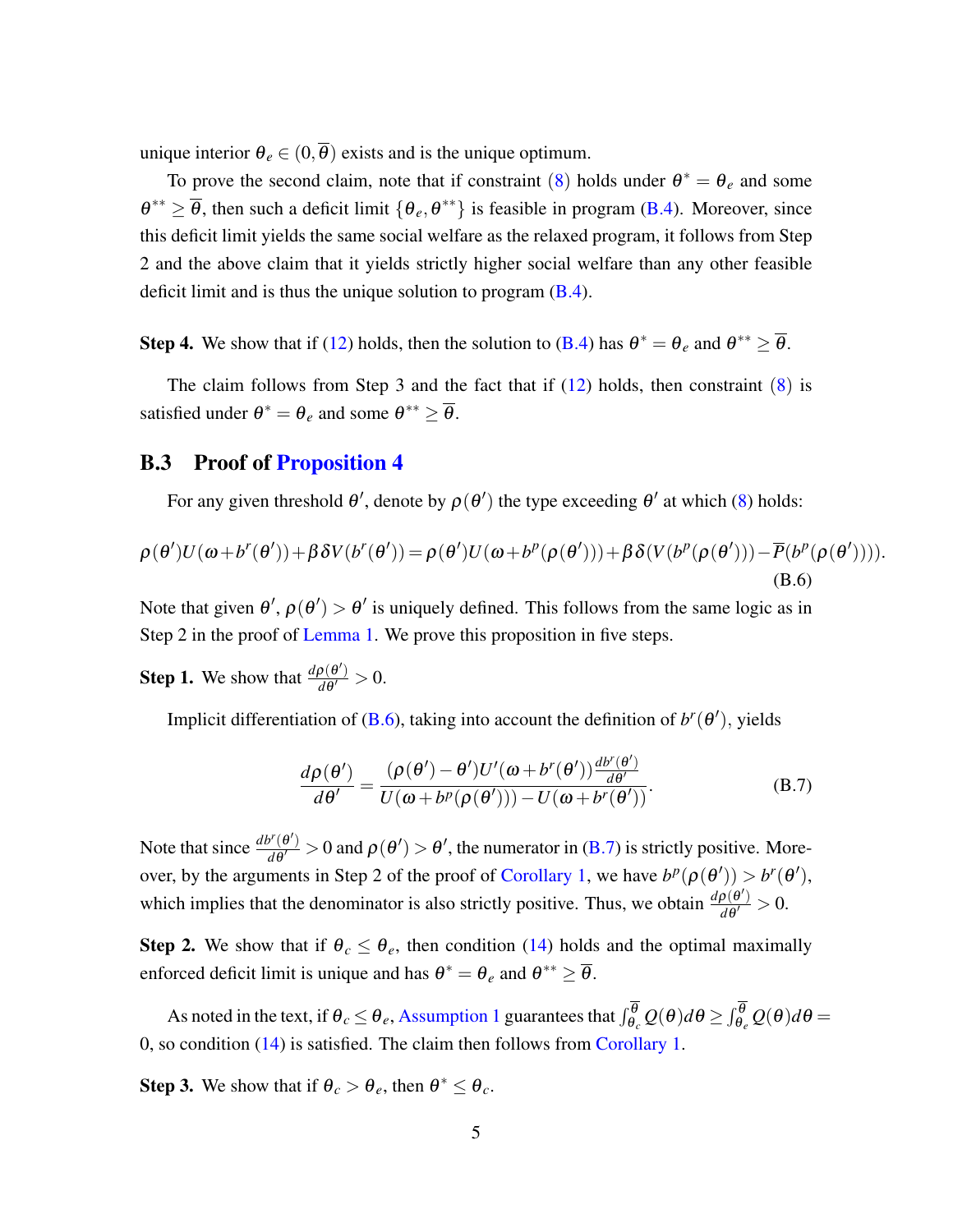unique interior $\theta_e \in (0, \overline{\theta})$ exists and is the unique optimum.

To prove the second claim, note that if constraint (8) holds under $\theta^* = \theta_e$ and some $\theta^{**} \geq \overline{\theta}$, then such a deficit limit $\{\theta_e, \theta^{**}\}$ is feasible in program (B.4). Moreover, since this deficit limit yields the same social welfare as the relaxed program, it follows from Step 2 and the above claim that it yields strictly higher social welfare than any other feasible deficit limit and is thus the unique solution to program (B.4).

**Step 4.** We show that if (12) holds, then the solution to (B.4) has $\theta^* = \theta_e$ and $\theta^{**} \geq \overline{\theta}$.

The claim follows from Step 3 and the fact that if (12) holds, then constraint (8) is satisfied under $\theta^* = \theta_e$ and some $\theta^{**} \geq \overline{\theta}$.

## B.3 Proof of Proposition 4

For any given threshold $\theta'$, denote by $\rho(\theta')$ the type exceeding $\theta'$ at which (8) holds:

$$\rho(\theta')U(\omega+b^r(\theta'))+\beta\delta V(b^r(\theta'))=\rho(\theta')U(\omega+b^p(\rho(\theta')))+\beta\delta(V(b^p(\rho(\theta')))-\overline{P}(b^p(\rho(\theta')))). \tag{B.6}$$

Note that given $\theta'$, $\rho(\theta') > \theta'$ is uniquely defined. This follows from the same logic as in Step 2 in the proof of Lemma 1. We prove this proposition in five steps.

**Step 1.** We show that $\frac{d\rho(\theta')}{d\theta'} > 0$.

Implicit differentiation of (B.6), taking into account the definition of $b^r(\theta')$, yields

$$\frac{d\rho(\theta')}{d\theta'} = \frac{(\rho(\theta')-\theta')U'(\omega+b^r(\theta'))\frac{db^r(\theta')}{d\theta'}}{U(\omega+b^p(\rho(\theta')))-U(\omega+b^r(\theta'))}. \tag{B.7}$$

Note that since $\frac{db^r(\theta')}{d\theta'} > 0$ and $\rho(\theta') > \theta'$, the numerator in (B.7) is strictly positive. Moreover, by the arguments in Step 2 of the proof of Corollary 1, we have $b^p(\rho(\theta')) > b^r(\theta')$, which implies that the denominator is also strictly positive. Thus, we obtain $\frac{d\rho(\theta')}{d\theta'} > 0$.

**Step 2.** We show that if $\theta_c \leq \theta_e$, then condition (14) holds and the optimal maximally enforced deficit limit is unique and has $\theta^* = \theta_e$ and $\theta^{**} \geq \overline{\theta}$.

As noted in the text, if $\theta_c \leq \theta_e$, Assumption 1 guarantees that $\int_{\theta_c}^{\overline{\theta}} Q(\theta)d\theta \geq \int_{\theta_e}^{\overline{\theta}} Q(\theta)d\theta = 0$, so condition (14) is satisfied. The claim then follows from Corollary 1.

**Step 3.** We show that if $\theta_c > \theta_e$, then $\theta^* \leq \theta_c$.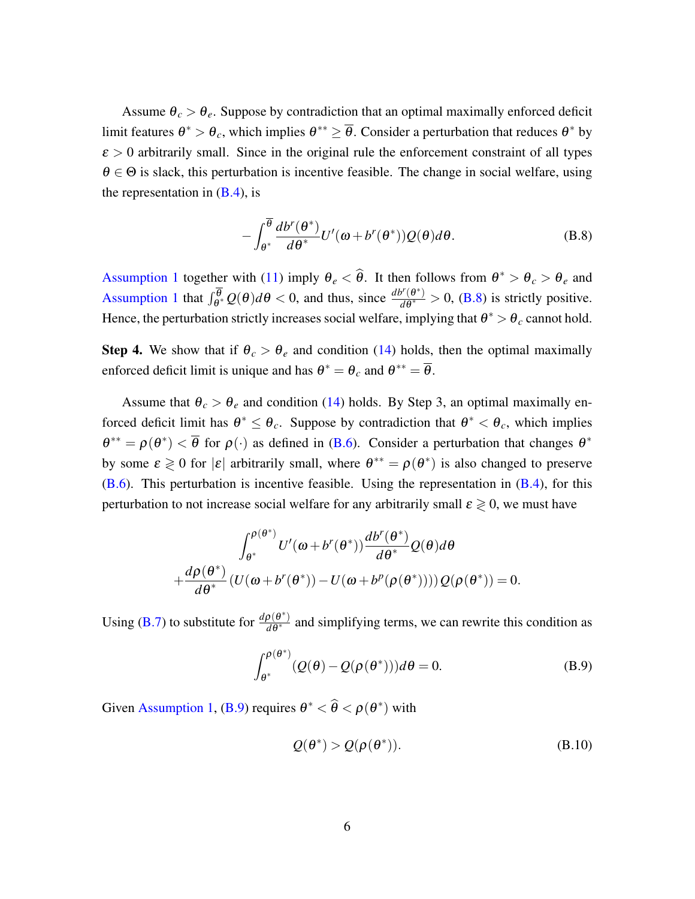Assume $\theta_c > \theta_e$. Suppose by contradiction that an optimal maximally enforced deficit limit features $\theta^* > \theta_c$, which implies $\theta^{**} \geq \overline{\theta}$. Consider a perturbation that reduces $\theta^*$ by $\varepsilon > 0$ arbitrarily small. Since in the original rule the enforcement constraint of all types $\theta \in \Theta$ is slack, this perturbation is incentive feasible. The change in social welfare, using the representation in (B.4), is

$$-\int_{\theta^*}^{\overline{\theta}} \frac{db^r(\theta^*)}{d\theta^*} U'(\omega + b^r(\theta^*)) Q(\theta) d\theta. \tag{B.8}$$

Assumption 1 together with (11) imply $\theta_e < \widehat{\theta}$. It then follows from $\theta^* > \theta_c > \theta_e$ and Assumption 1 that $\int_{\theta^*}^{\overline{\theta}} Q(\theta) d\theta < 0$, and thus, since $\frac{db^r(\theta^*)}{d\theta^*} > 0$, (B.8) is strictly positive. Hence, the perturbation strictly increases social welfare, implying that $\theta^* > \theta_c$ cannot hold.

**Step 4.** We show that if $\theta_c > \theta_e$ and condition (14) holds, then the optimal maximally enforced deficit limit is unique and has $\theta^* = \theta_c$ and $\theta^{**} = \overline{\theta}$.

Assume that $\theta_c > \theta_e$ and condition (14) holds. By Step 3, an optimal maximally enforced deficit limit has $\theta^* \leq \theta_c$. Suppose by contradiction that $\theta^* < \theta_c$, which implies $\theta^{**} = \rho(\theta^*) < \overline{\theta}$ for $\rho(\cdot)$ as defined in (B.6). Consider a perturbation that changes $\theta^*$ by some $\varepsilon \gtrless 0$ for $|\varepsilon|$ arbitrarily small, where $\theta^{**} = \rho(\theta^*)$ is also changed to preserve (B.6). This perturbation is incentive feasible. Using the representation in (B.4), for this perturbation to not increase social welfare for any arbitrarily small $\varepsilon \gtrless 0$, we must have

$$\int_{\theta^*}^{\rho(\theta^*)} U'(\omega + b^r(\theta^*)) \frac{db^r(\theta^*)}{d\theta^*} Q(\theta) d\theta$$
$$+ \frac{d\rho(\theta^*)}{d\theta^*} \left( U(\omega + b^r(\theta^*)) - U(\omega + b^p(\rho(\theta^*))) \right) Q(\rho(\theta^*)) = 0.$$

Using (B.7) to substitute for $\frac{d\rho(\theta^*)}{d\theta^*}$ and simplifying terms, we can rewrite this condition as

$$\int_{\theta^*}^{\rho(\theta^*)} (Q(\theta) - Q(\rho(\theta^*))) d\theta = 0. \tag{B.9}$$

Given Assumption 1, (B.9) requires $\theta^* < \widehat{\theta} < \rho(\theta^*)$ with

$$Q(\theta^*) > Q(\rho(\theta^*)). \tag{B.10}$$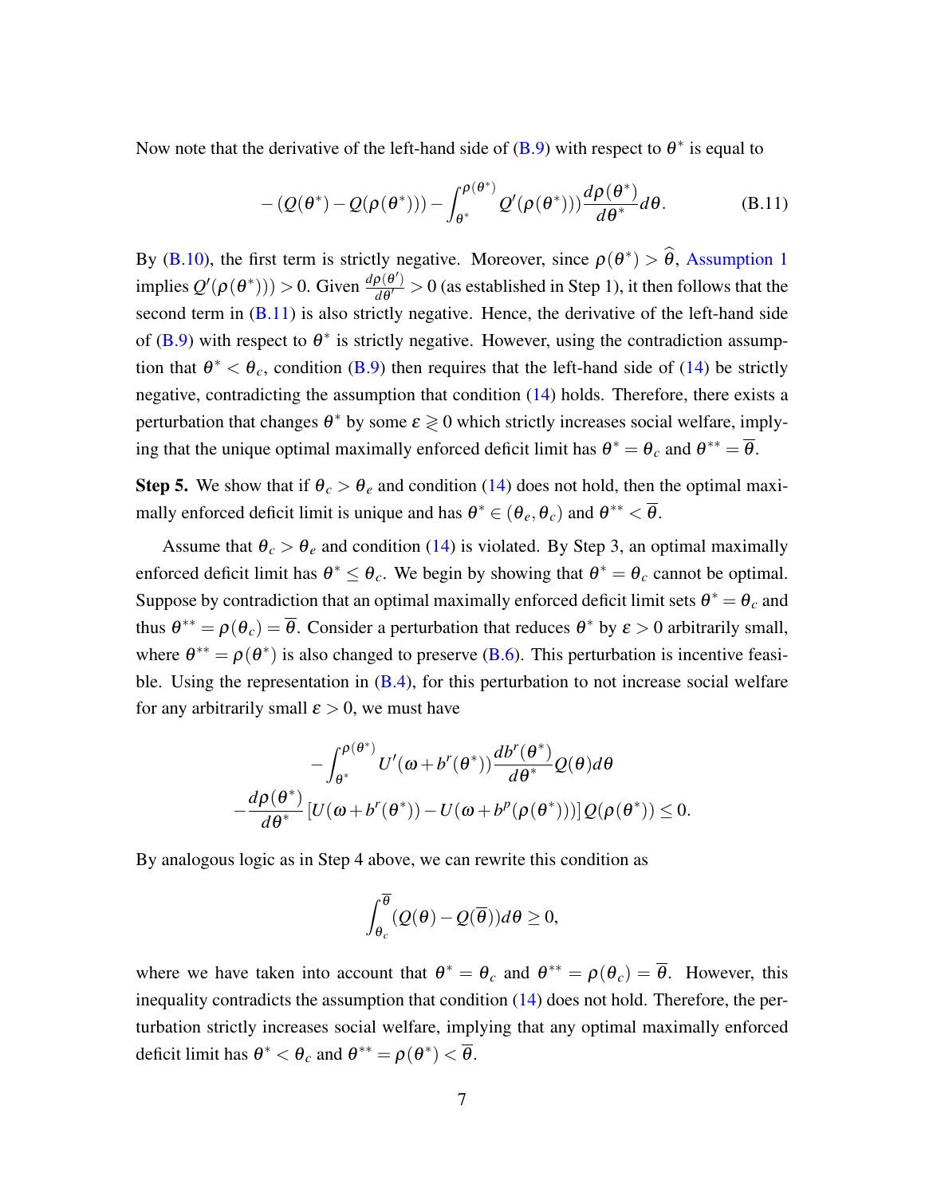Now note that the derivative of the left-hand side of (B.9) with respect to $\theta^*$ is equal to

$$-\left(Q(\theta^*) - Q(\rho(\theta^*))\right) - \int_{\theta^*}^{\rho(\theta^*)} Q'(\rho(\theta^*)))\frac{d\rho(\theta^*)}{d\theta^*}d\theta. \tag{B.11}$$

By (B.10), the first term is strictly negative. Moreover, since $\rho(\theta^*) > \widehat{\theta}$, Assumption 1 implies $Q'(\rho(\theta^*))) > 0$. Given $\frac{d\rho(\theta')}{d\theta'} > 0$ (as established in Step 1), it then follows that the second term in (B.11) is also strictly negative. Hence, the derivative of the left-hand side of (B.9) with respect to $\theta^*$ is strictly negative. However, using the contradiction assumption that $\theta^* < \theta_c$, condition (B.9) then requires that the left-hand side of (14) be strictly negative, contradicting the assumption that condition (14) holds. Therefore, there exists a perturbation that changes $\theta^*$ by some $\varepsilon \gtrless 0$ which strictly increases social welfare, implying that the unique optimal maximally enforced deficit limit has $\theta^* = \theta_c$ and $\theta^{**} = \overline{\theta}$.

**Step 5.** We show that if $\theta_c > \theta_e$ and condition (14) does not hold, then the optimal maximally enforced deficit limit is unique and has $\theta^* \in (\theta_e, \theta_c)$ and $\theta^{**} < \overline{\theta}$.

Assume that $\theta_c > \theta_e$ and condition (14) is violated. By Step 3, an optimal maximally enforced deficit limit has $\theta^* \leq \theta_c$. We begin by showing that $\theta^* = \theta_c$ cannot be optimal. Suppose by contradiction that an optimal maximally enforced deficit limit sets $\theta^* = \theta_c$ and thus $\theta^{**} = \rho(\theta_c) = \overline{\theta}$. Consider a perturbation that reduces $\theta^*$ by $\varepsilon > 0$ arbitrarily small, where $\theta^{**} = \rho(\theta^*)$ is also changed to preserve (B.6). This perturbation is incentive feasible. Using the representation in (B.4), for this perturbation to not increase social welfare for any arbitrarily small $\varepsilon > 0$, we must have

$$-\int_{\theta^*}^{\rho(\theta^*)} U'(\omega + b^r(\theta^*))\frac{db^r(\theta^*)}{d\theta^*}Q(\theta)d\theta$$
$$-\frac{d\rho(\theta^*)}{d\theta^*}\left[U(\omega + b^r(\theta^*)) - U(\omega + b^p(\rho(\theta^*)))\right]Q(\rho(\theta^*)) \leq 0.$$

By analogous logic as in Step 4 above, we can rewrite this condition as

$$\int_{\theta_c}^{\overline{\theta}} (Q(\theta) - Q(\overline{\theta}))d\theta \geq 0,$$

where we have taken into account that $\theta^* = \theta_c$ and $\theta^{**} = \rho(\theta_c) = \overline{\theta}$. However, this inequality contradicts the assumption that condition (14) does not hold. Therefore, the perturbation strictly increases social welfare, implying that any optimal maximally enforced deficit limit has $\theta^* < \theta_c$ and $\theta^{**} = \rho(\theta^*) < \overline{\theta}$.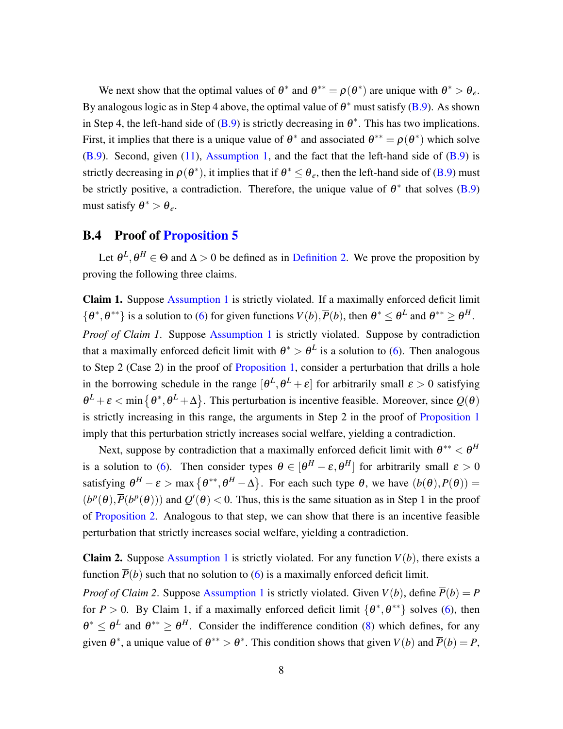We next show that the optimal values of $\theta^*$ and $\theta^{**} = \rho(\theta^*)$ are unique with $\theta^* > \theta_e$. By analogous logic as in Step 4 above, the optimal value of $\theta^*$ must satisfy (B.9). As shown in Step 4, the left-hand side of (B.9) is strictly decreasing in $\theta^*$. This has two implications. First, it implies that there is a unique value of $\theta^*$ and associated $\theta^{**} = \rho(\theta^*)$ which solve (B.9). Second, given (11), Assumption 1, and the fact that the left-hand side of (B.9) is strictly decreasing in $\rho(\theta^*)$, it implies that if $\theta^* \leq \theta_e$, then the left-hand side of (B.9) must be strictly positive, a contradiction. Therefore, the unique value of $\theta^*$ that solves (B.9) must satisfy $\theta^* > \theta_e$.

## B.4 Proof of Proposition 5

Let $\theta^L, \theta^H \in \Theta$ and $\Delta > 0$ be defined as in Definition 2. We prove the proposition by proving the following three claims.

**Claim 1.** Suppose Assumption 1 is strictly violated. If a maximally enforced deficit limit $\{\theta^*, \theta^{**}\}$ is a solution to (6) for given functions $V(b), \overline{P}(b)$, then $\theta^* \leq \theta^L$ and $\theta^{**} \geq \theta^H$.

*Proof of Claim 1.* Suppose Assumption 1 is strictly violated. Suppose by contradiction that a maximally enforced deficit limit with $\theta^* > \theta^L$ is a solution to (6). Then analogous to Step 2 (Case 2) in the proof of Proposition 1, consider a perturbation that drills a hole in the borrowing schedule in the range $[\theta^L, \theta^L + \varepsilon]$ for arbitrarily small $\varepsilon > 0$ satisfying $\theta^L + \varepsilon < \min\{\theta^*, \theta^L + \Delta\}$. This perturbation is incentive feasible. Moreover, since $Q(\theta)$ is strictly increasing in this range, the arguments in Step 2 in the proof of Proposition 1 imply that this perturbation strictly increases social welfare, yielding a contradiction.

Next, suppose by contradiction that a maximally enforced deficit limit with $\theta^{**} < \theta^H$ is a solution to (6). Then consider types $\theta \in [\theta^H - \varepsilon, \theta^H]$ for arbitrarily small $\varepsilon > 0$ satisfying $\theta^H - \varepsilon > \max\{\theta^{**}, \theta^H - \Delta\}$. For each such type $\theta$, we have $(b(\theta), P(\theta)) = (b^p(\theta), \overline{P}(b^p(\theta)))$ and $Q'(\theta) < 0$. Thus, this is the same situation as in Step 1 in the proof of Proposition 2. Analogous to that step, we can show that there is an incentive feasible perturbation that strictly increases social welfare, yielding a contradiction.

**Claim 2.** Suppose Assumption 1 is strictly violated. For any function $V(b)$, there exists a function $\overline{P}(b)$ such that no solution to (6) is a maximally enforced deficit limit.

*Proof of Claim 2.* Suppose Assumption 1 is strictly violated. Given $V(b)$, define $\overline{P}(b) = P$ for $P > 0$. By Claim 1, if a maximally enforced deficit limit $\{\theta^*, \theta^{**}\}$ solves (6), then $\theta^* \leq \theta^L$ and $\theta^{**} \geq \theta^H$. Consider the indifference condition (8) which defines, for any given $\theta^*$, a unique value of $\theta^{**} > \theta^*$. This condition shows that given $V(b)$ and $\overline{P}(b) = P$,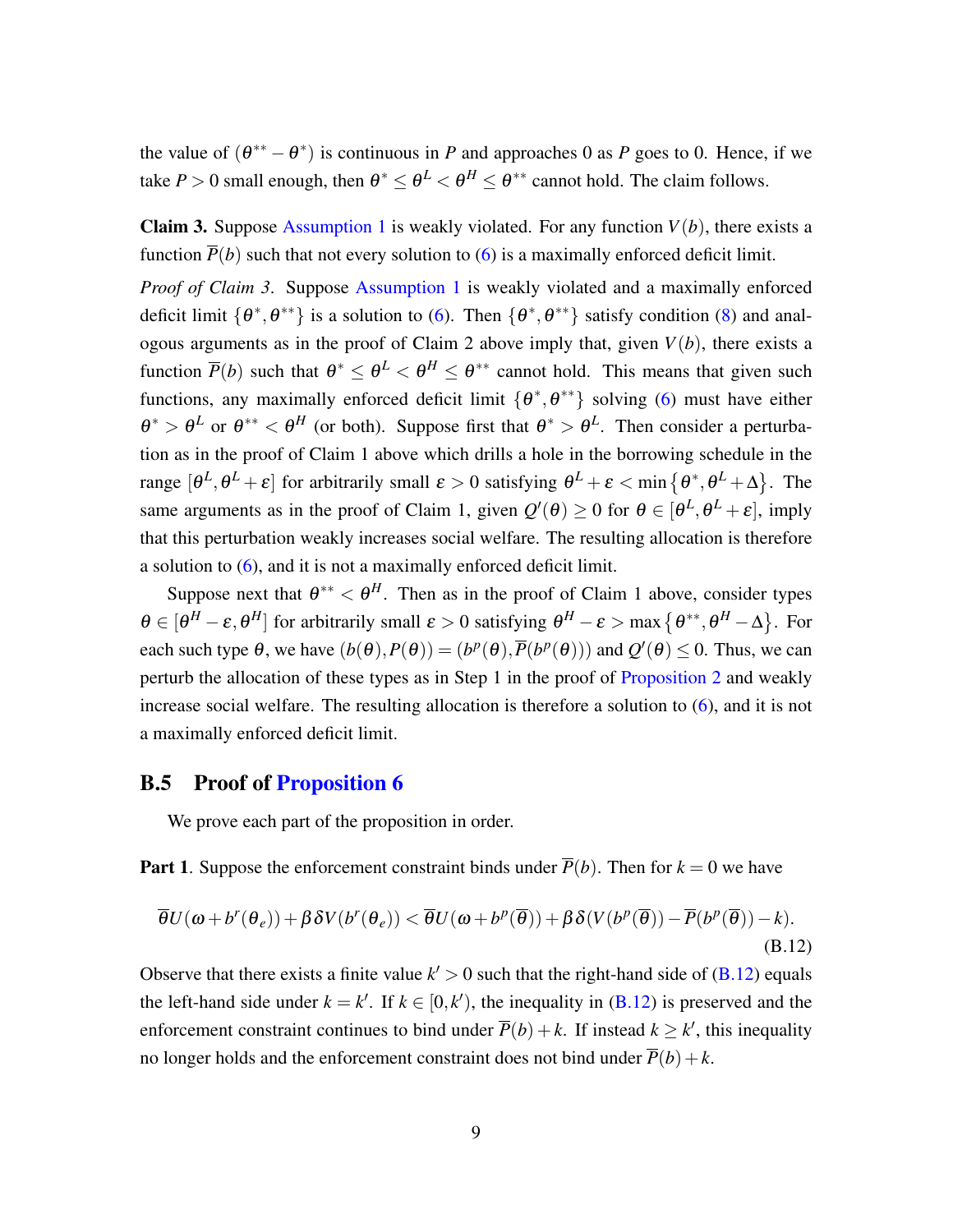the value of $(\theta^{**} - \theta^{*})$ is continuous in $P$ and approaches 0 as $P$ goes to 0. Hence, if we take $P > 0$ small enough, then $\theta^{*} \leq \theta^{L} < \theta^{H} \leq \theta^{**}$ cannot hold. The claim follows.

**Claim 3.** Suppose Assumption 1 is weakly violated. For any function $V(b)$, there exists a function $\overline{P}(b)$ such that not every solution to (6) is a maximally enforced deficit limit.

*Proof of Claim 3.* Suppose Assumption 1 is weakly violated and a maximally enforced deficit limit $\{\theta^{*}, \theta^{**}\}$ is a solution to (6). Then $\{\theta^{*}, \theta^{**}\}$ satisfy condition (8) and analogous arguments as in the proof of Claim 2 above imply that, given $V(b)$, there exists a function $\overline{P}(b)$ such that $\theta^{*} \leq \theta^{L} < \theta^{H} \leq \theta^{**}$ cannot hold. This means that given such functions, any maximally enforced deficit limit $\{\theta^{*}, \theta^{**}\}$ solving (6) must have either $\theta^{*} > \theta^{L}$ or $\theta^{**} < \theta^{H}$ (or both). Suppose first that $\theta^{*} > \theta^{L}$. Then consider a perturbation as in the proof of Claim 1 above which drills a hole in the borrowing schedule in the range $[\theta^{L}, \theta^{L} + \varepsilon]$ for arbitrarily small $\varepsilon > 0$ satisfying $\theta^{L} + \varepsilon < \min\{\theta^{*}, \theta^{L} + \Delta\}$. The same arguments as in the proof of Claim 1, given $Q'(\theta) \geq 0$ for $\theta \in [\theta^{L}, \theta^{L} + \varepsilon]$, imply that this perturbation weakly increases social welfare. The resulting allocation is therefore a solution to (6), and it is not a maximally enforced deficit limit.

Suppose next that $\theta^{**} < \theta^{H}$. Then as in the proof of Claim 1 above, consider types $\theta \in [\theta^{H} - \varepsilon, \theta^{H}]$ for arbitrarily small $\varepsilon > 0$ satisfying $\theta^{H} - \varepsilon > \max\{\theta^{**}, \theta^{H} - \Delta\}$. For each such type $\theta$, we have $(b(\theta), P(\theta)) = (b^{p}(\theta), \overline{P}(b^{p}(\theta)))$ and $Q'(\theta) \leq 0$. Thus, we can perturb the allocation of these types as in Step 1 in the proof of Proposition 2 and weakly increase social welfare. The resulting allocation is therefore a solution to (6), and it is not a maximally enforced deficit limit.

## B.5 Proof of Proposition 6

We prove each part of the proposition in order.

**Part 1**. Suppose the enforcement constraint binds under $\overline{P}(b)$. Then for $k = 0$ we have

$$\overline{\theta} U(\omega + b^{r}(\theta_{e})) + \beta\delta V(b^{r}(\theta_{e})) < \overline{\theta} U(\omega + b^{p}(\overline{\theta})) + \beta\delta(V(b^{p}(\overline{\theta})) - \overline{P}(b^{p}(\overline{\theta})) - k). \tag{B.12}$$

Observe that there exists a finite value $k' > 0$ such that the right-hand side of (B.12) equals the left-hand side under $k = k'$. If $k \in [0, k')$, the inequality in (B.12) is preserved and the enforcement constraint continues to bind under $\overline{P}(b) + k$. If instead $k \geq k'$, this inequality no longer holds and the enforcement constraint does not bind under $\overline{P}(b) + k$.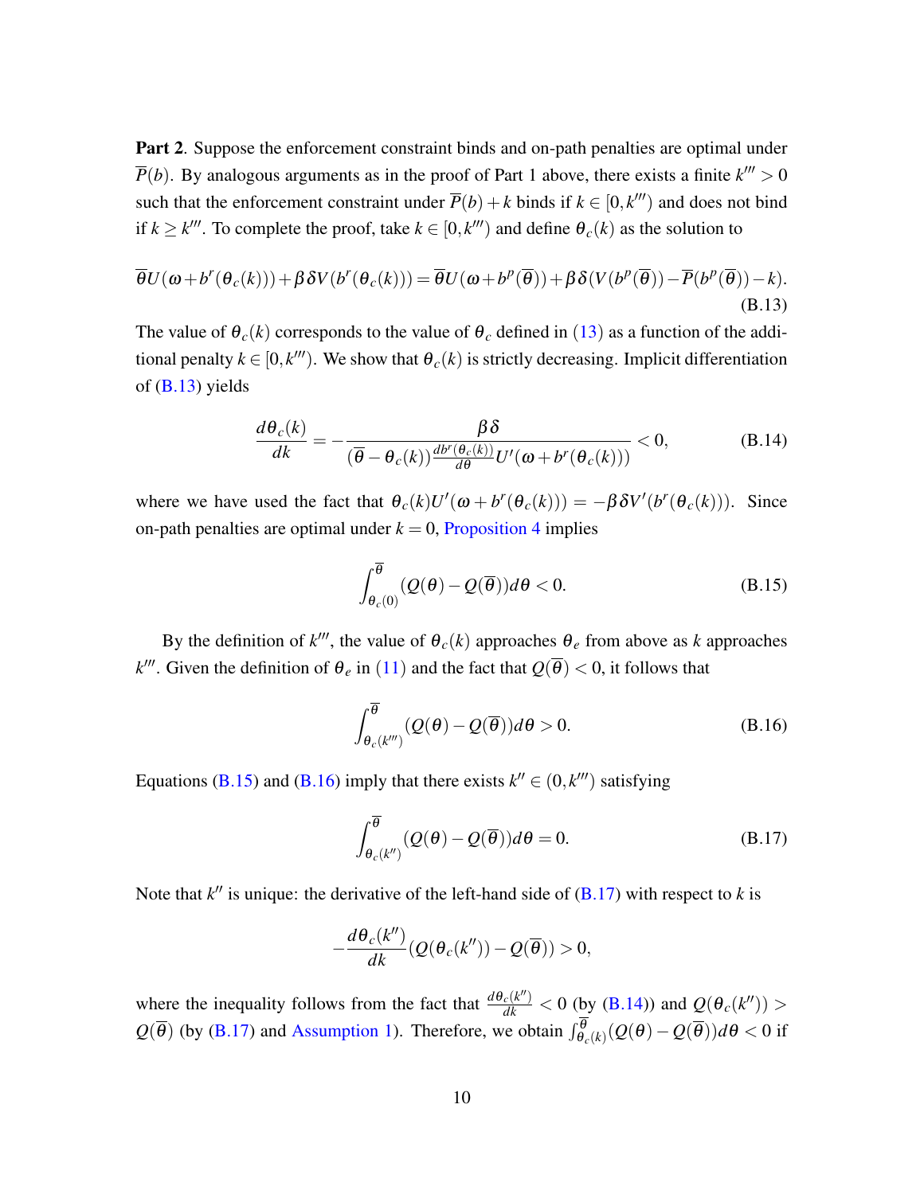**Part 2**. Suppose the enforcement constraint binds and on-path penalties are optimal under $\overline{P}(b)$. By analogous arguments as in the proof of Part 1 above, there exists a finite $k''' > 0$ such that the enforcement constraint under $\overline{P}(b) + k$ binds if $k \in [0, k''')$ and does not bind if $k \geq k'''$. To complete the proof, take $k \in [0, k''')$ and define $\theta_c(k)$ as the solution to

$$\overline{\theta} U(\omega + b^r(\theta_c(k))) + \beta\delta V(b^r(\theta_c(k))) = \overline{\theta} U(\omega + b^p(\overline{\theta})) + \beta\delta(V(b^p(\overline{\theta})) - \overline{P}(b^p(\overline{\theta})) - k). \tag{B.13}$$

The value of $\theta_c(k)$ corresponds to the value of $\theta_c$ defined in (13) as a function of the additional penalty $k \in [0, k''')$. We show that $\theta_c(k)$ is strictly decreasing. Implicit differentiation of (B.13) yields

$$\frac{d\theta_c(k)}{dk} = -\frac{\beta\delta}{(\overline{\theta} - \theta_c(k))\frac{db^r(\theta_c(k))}{d\theta} U'(\omega + b^r(\theta_c(k)))} < 0, \tag{B.14}$$

where we have used the fact that $\theta_c(k) U'(\omega + b^r(\theta_c(k))) = -\beta\delta V'(b^r(\theta_c(k)))$. Since on-path penalties are optimal under $k = 0$, Proposition 4 implies

$$\int_{\theta_c(0)}^{\overline{\theta}} (Q(\theta) - Q(\overline{\theta})) d\theta < 0. \tag{B.15}$$

By the definition of $k'''$, the value of $\theta_c(k)$ approaches $\theta_e$ from above as $k$ approaches $k'''$. Given the definition of $\theta_e$ in (11) and the fact that $Q(\overline{\theta}) < 0$, it follows that

$$\int_{\theta_c(k''')}^{\overline{\theta}} (Q(\theta) - Q(\overline{\theta})) d\theta > 0. \tag{B.16}$$

Equations (B.15) and (B.16) imply that there exists $k'' \in (0, k''')$ satisfying

$$\int_{\theta_c(k'')}^{\overline{\theta}} (Q(\theta) - Q(\overline{\theta})) d\theta = 0. \tag{B.17}$$

Note that $k''$ is unique: the derivative of the left-hand side of (B.17) with respect to $k$ is

$$-\frac{d\theta_c(k'')}{dk}(Q(\theta_c(k'')) - Q(\overline{\theta})) > 0,$$

where the inequality follows from the fact that $\frac{d\theta_c(k'')}{dk} < 0$ (by (B.14)) and $Q(\theta_c(k'')) > Q(\overline{\theta})$ (by (B.17) and Assumption 1). Therefore, we obtain $\int_{\theta_c(k)}^{\overline{\theta}} (Q(\theta) - Q(\overline{\theta})) d\theta < 0$ if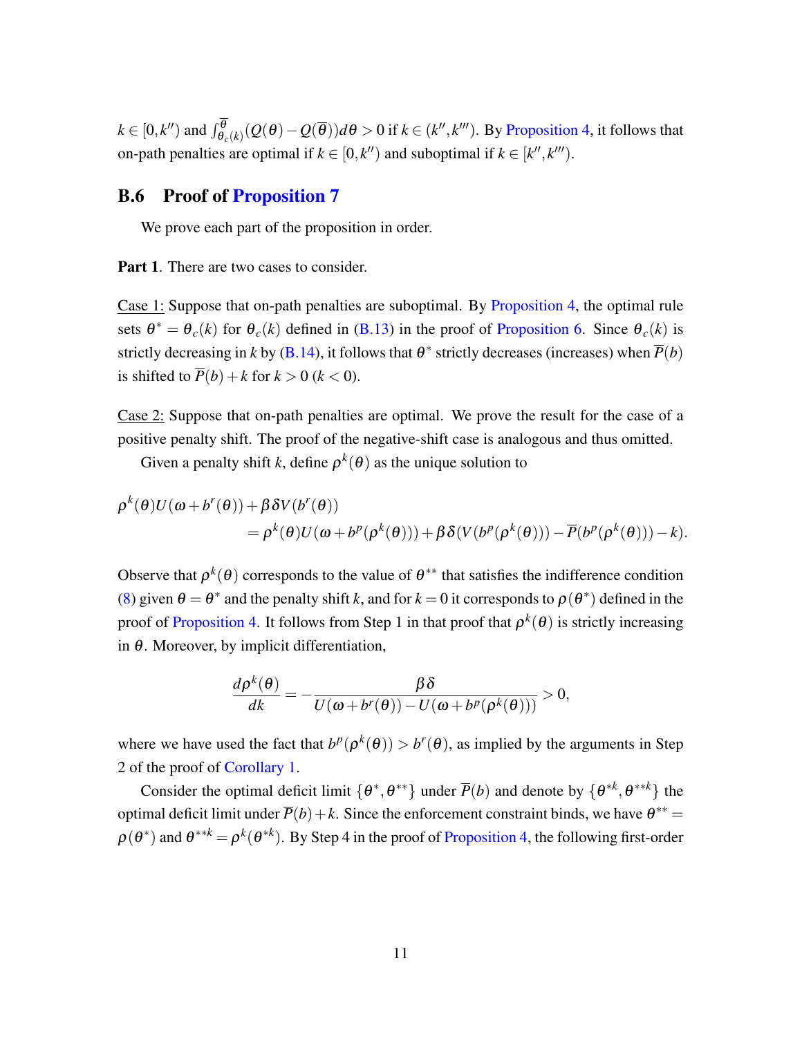$k \in [0,k'')$ and $\int_{\theta_c(k)}^{\overline{\theta}}(Q(\theta)-Q(\overline{\theta}))d\theta > 0$ if $k \in (k'',k''')$. By Proposition 4, it follows that on-path penalties are optimal if $k \in [0,k'')$ and suboptimal if $k \in [k'',k''')$.

### B.6 Proof of Proposition 7

We prove each part of the proposition in order.

**Part 1**. There are two cases to consider.

Case 1: Suppose that on-path penalties are suboptimal. By Proposition 4, the optimal rule sets $\theta^* = \theta_c(k)$ for $\theta_c(k)$ defined in (B.13) in the proof of Proposition 6. Since $\theta_c(k)$ is strictly decreasing in $k$ by (B.14), it follows that $\theta^*$ strictly decreases (increases) when $\overline{P}(b)$ is shifted to $\overline{P}(b)+k$ for $k>0$ ($k<0$).

Case 2: Suppose that on-path penalties are optimal. We prove the result for the case of a positive penalty shift. The proof of the negative-shift case is analogous and thus omitted.

Given a penalty shift $k$, define $\rho^k(\theta)$ as the unique solution to

$$\rho^k(\theta)U(\omega+b^r(\theta))+\beta\delta V(b^r(\theta))$$
$$=\rho^k(\theta)U(\omega+b^p(\rho^k(\theta)))+\beta\delta(V(b^p(\rho^k(\theta)))-\overline{P}(b^p(\rho^k(\theta)))-k).$$

Observe that $\rho^k(\theta)$ corresponds to the value of $\theta^{**}$ that satisfies the indifference condition (8) given $\theta=\theta^*$ and the penalty shift $k$, and for $k=0$ it corresponds to $\rho(\theta^*)$ defined in the proof of Proposition 4. It follows from Step 1 in that proof that $\rho^k(\theta)$ is strictly increasing in $\theta$. Moreover, by implicit differentiation,

$$\frac{d\rho^k(\theta)}{dk} = -\frac{\beta\delta}{U(\omega+b^r(\theta))-U(\omega+b^p(\rho^k(\theta)))} > 0,$$

where we have used the fact that $b^p(\rho^k(\theta)) > b^r(\theta)$, as implied by the arguments in Step 2 of the proof of Corollary 1.

Consider the optimal deficit limit $\{\theta^*,\theta^{**}\}$ under $\overline{P}(b)$ and denote by $\{\theta^{*k},\theta^{**k}\}$ the optimal deficit limit under $\overline{P}(b)+k$. Since the enforcement constraint binds, we have $\theta^{**} = \rho(\theta^*)$ and $\theta^{**k} = \rho^k(\theta^{*k})$. By Step 4 in the proof of Proposition 4, the following first-order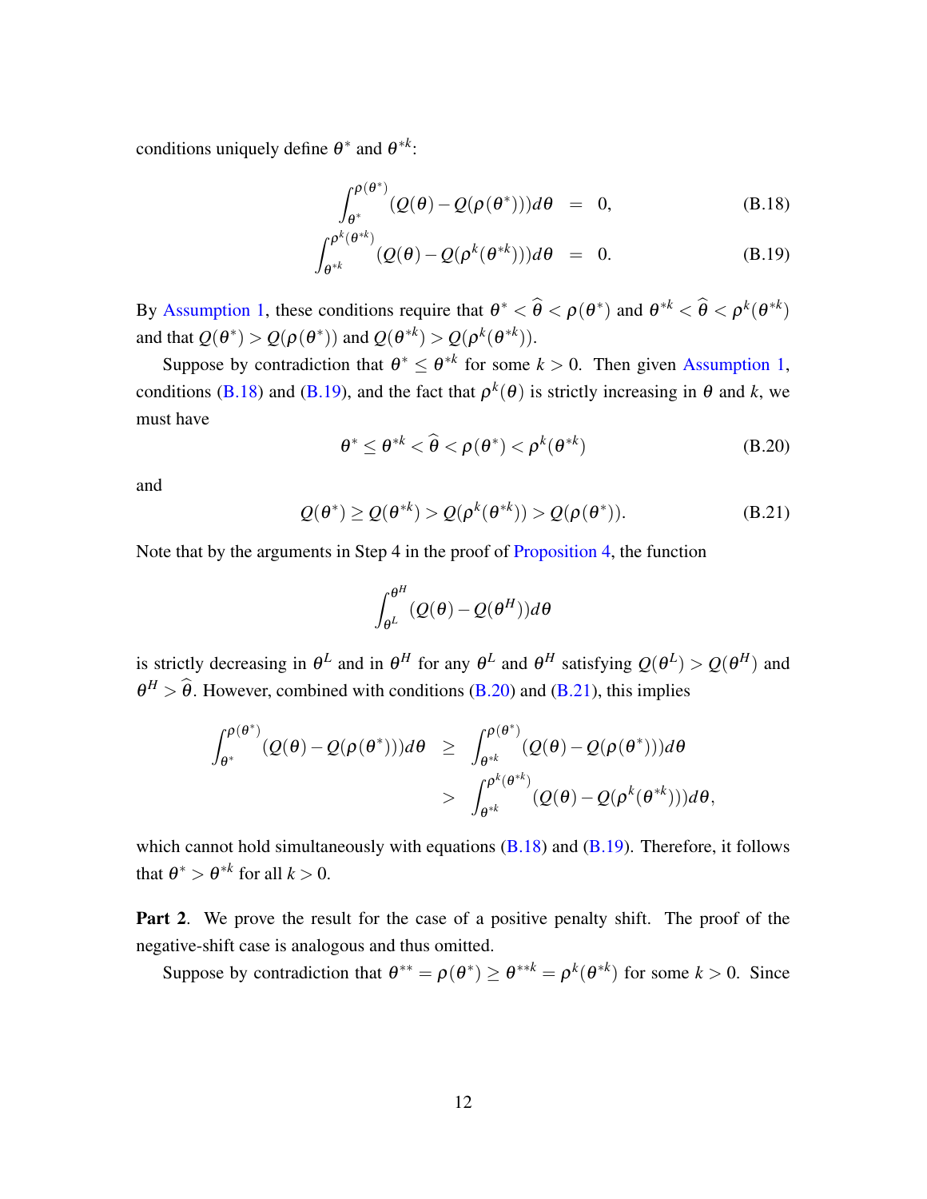conditions uniquely define $\theta^*$ and $\theta^{*k}$:

$$
\begin{aligned}
\int_{\theta^*}^{\rho(\theta^*)} (Q(\theta) - Q(\rho(\theta^*)))d\theta &= 0, && \text{(B.18)} \\
\int_{\theta^{*k}}^{\rho^k(\theta^{*k})} (Q(\theta) - Q(\rho^k(\theta^{*k})))d\theta &= 0. && \text{(B.19)}
\end{aligned}
$$

By Assumption 1, these conditions require that $\theta^* < \widehat{\theta} < \rho(\theta^*)$ and $\theta^{*k} < \widehat{\theta} < \rho^k(\theta^{*k})$ and that $Q(\theta^*) > Q(\rho(\theta^*))$ and $Q(\theta^{*k}) > Q(\rho^k(\theta^{*k}))$.

Suppose by contradiction that $\theta^* \leq \theta^{*k}$ for some $k > 0$. Then given Assumption 1, conditions (B.18) and (B.19), and the fact that $\rho^k(\theta)$ is strictly increasing in $\theta$ and $k$, we must have

$$
\theta^* \leq \theta^{*k} < \widehat{\theta} < \rho(\theta^*) < \rho^k(\theta^{*k}) \tag{B.20}
$$

and

$$
Q(\theta^*) \geq Q(\theta^{*k}) > Q(\rho^k(\theta^{*k})) > Q(\rho(\theta^*)). \tag{B.21}
$$

Note that by the arguments in Step 4 in the proof of Proposition 4, the function

$$
\int_{\theta^L}^{\theta^H} (Q(\theta) - Q(\theta^H))d\theta
$$

is strictly decreasing in $\theta^L$ and in $\theta^H$ for any $\theta^L$ and $\theta^H$ satisfying $Q(\theta^L) > Q(\theta^H)$ and $\theta^H > \widehat{\theta}$. However, combined with conditions (B.20) and (B.21), this implies

$$
\begin{aligned}
\int_{\theta^*}^{\rho(\theta^*)} (Q(\theta) - Q(\rho(\theta^*)))d\theta &\geq \int_{\theta^{*k}}^{\rho(\theta^*)} (Q(\theta) - Q(\rho(\theta^*)))d\theta \\
&> \int_{\theta^{*k}}^{\rho^k(\theta^{*k})} (Q(\theta) - Q(\rho^k(\theta^{*k})))d\theta,
\end{aligned}
$$

which cannot hold simultaneously with equations (B.18) and (B.19). Therefore, it follows that $\theta^* > \theta^{*k}$ for all $k > 0$.

**Part 2**. We prove the result for the case of a positive penalty shift. The proof of the negative-shift case is analogous and thus omitted.

Suppose by contradiction that $\theta^{**} = \rho(\theta^*) \geq \theta^{**k} = \rho^k(\theta^{*k})$ for some $k > 0$. Since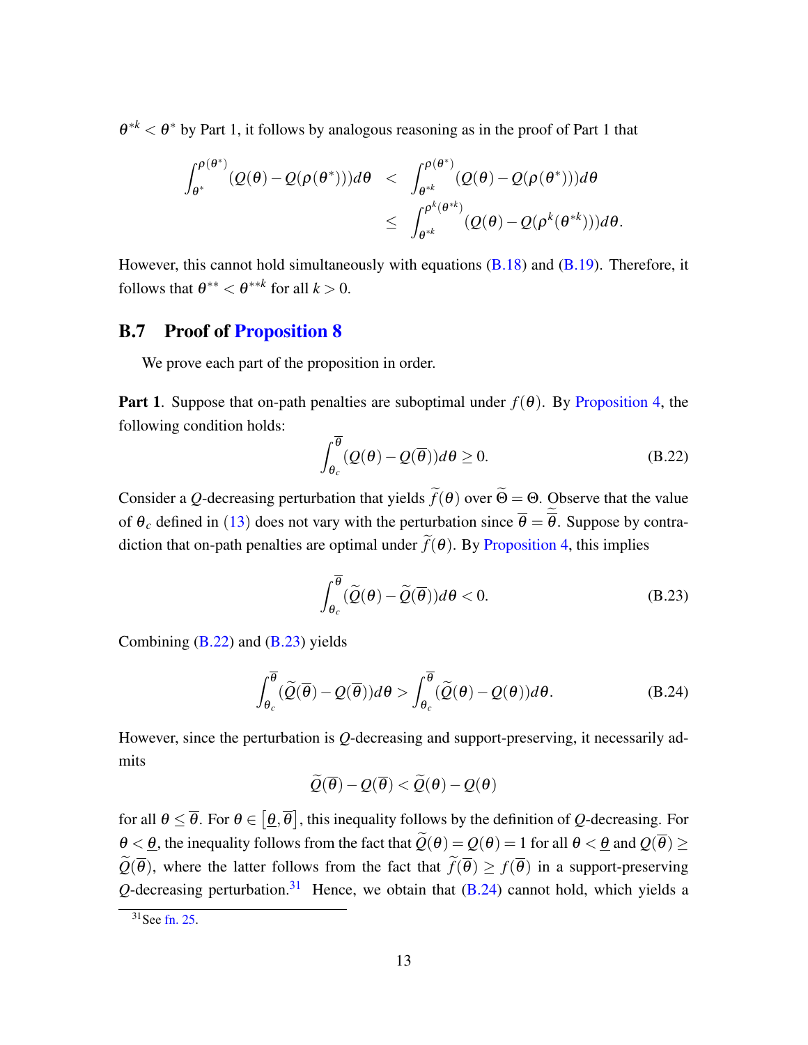$\theta^{*k} < \theta^*$ by Part 1, it follows by analogous reasoning as in the proof of Part 1 that

$$
\begin{aligned}
\int_{\theta^*}^{\rho(\theta^*)} (Q(\theta) - Q(\rho(\theta^*)))d\theta \quad &< \quad \int_{\theta^{*k}}^{\rho(\theta^*)} (Q(\theta) - Q(\rho(\theta^*)))d\theta \\
&\leq \quad \int_{\theta^{*k}}^{\rho^k(\theta^{*k})} (Q(\theta) - Q(\rho^k(\theta^{*k})))d\theta.
\end{aligned}
$$

However, this cannot hold simultaneously with equations (B.18) and (B.19). Therefore, it follows that $\theta^{**} < \theta^{**k}$ for all $k > 0$.

## B.7 Proof of Proposition 8

We prove each part of the proposition in order.

**Part 1**. Suppose that on-path penalties are suboptimal under $f(\theta)$. By Proposition 4, the following condition holds:

$$
\int_{\theta_c}^{\overline{\theta}} (Q(\theta) - Q(\overline{\theta}))d\theta \geq 0. \tag{B.22}
$$

Consider a $Q$-decreasing perturbation that yields $\widetilde{f}(\theta)$ over $\widetilde{\Theta} = \Theta$. Observe that the value of $\theta_c$ defined in (13) does not vary with the perturbation since $\overline{\theta} = \overline{\widetilde{\theta}}$. Suppose by contradiction that on-path penalties are optimal under $\widetilde{f}(\theta)$. By Proposition 4, this implies

$$
\int_{\theta_c}^{\overline{\theta}} (\widetilde{Q}(\theta) - \widetilde{Q}(\overline{\theta}))d\theta < 0. \tag{B.23}
$$

Combining (B.22) and (B.23) yields

$$
\int_{\theta_c}^{\overline{\theta}} (\widetilde{Q}(\overline{\theta}) - Q(\overline{\theta}))d\theta > \int_{\theta_c}^{\overline{\theta}} (\widetilde{Q}(\theta) - Q(\theta))d\theta. \tag{B.24}
$$

However, since the perturbation is $Q$-decreasing and support-preserving, it necessarily admits

$$
\widetilde{Q}(\overline{\theta}) - Q(\overline{\theta}) < \widetilde{Q}(\theta) - Q(\theta)
$$

for all $\theta \leq \overline{\theta}$. For $\theta \in [\underline{\theta}, \overline{\theta}]$, this inequality follows by the definition of $Q$-decreasing. For $\theta < \underline{\theta}$, the inequality follows from the fact that $\widetilde{Q}(\theta) = Q(\theta) = 1$ for all $\theta < \underline{\theta}$ and $Q(\overline{\theta}) \geq \widetilde{Q}(\overline{\theta})$, where the latter follows from the fact that $\widetilde{f}(\overline{\theta}) \geq f(\overline{\theta})$ in a support-preserving $Q$-decreasing perturbation.[31] Hence, we obtain that (B.24) cannot hold, which yields a

[31] See fn. 25.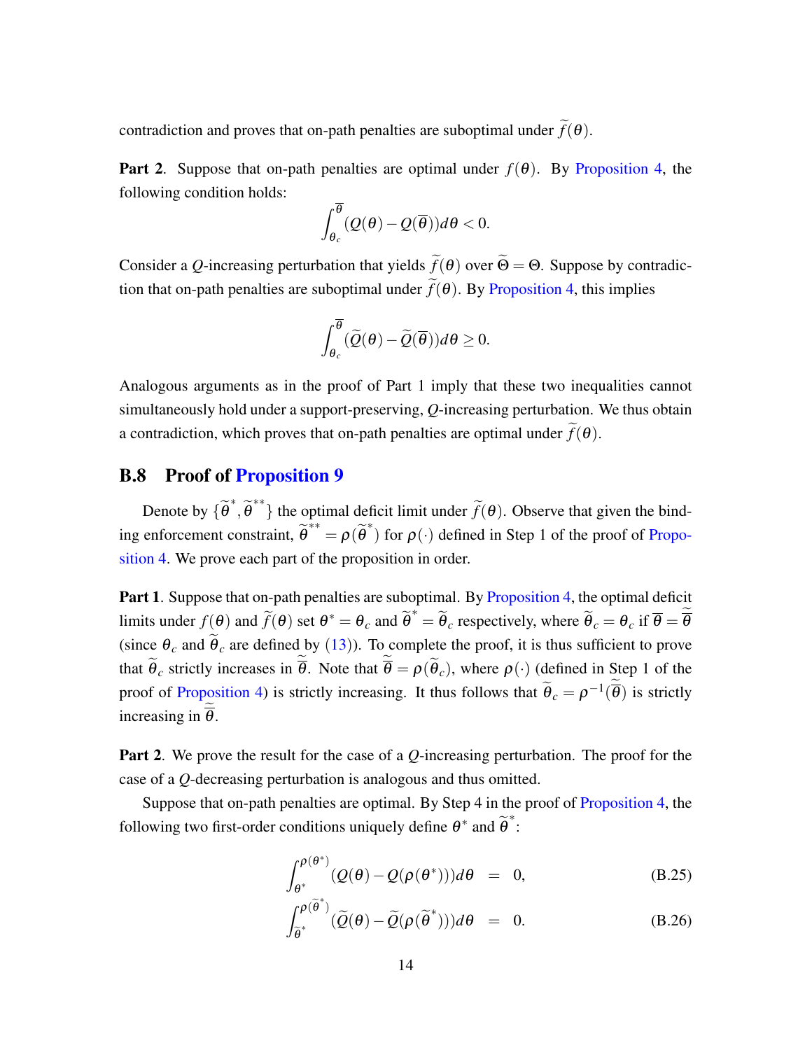contradiction and proves that on-path penalties are suboptimal under $\widetilde{f}(\theta)$.

**Part 2**. Suppose that on-path penalties are optimal under $f(\theta)$. By Proposition 4, the following condition holds:

$$\int_{\theta_c}^{\overline{\theta}} (Q(\theta) - Q(\overline{\theta}))d\theta < 0.$$

Consider a $Q$-increasing perturbation that yields $\widetilde{f}(\theta)$ over $\widetilde{\Theta} = \Theta$. Suppose by contradiction that on-path penalties are suboptimal under $\widetilde{f}(\theta)$. By Proposition 4, this implies

$$\int_{\theta_c}^{\overline{\theta}} (\widetilde{Q}(\theta) - \widetilde{Q}(\overline{\theta}))d\theta \geq 0.$$

Analogous arguments as in the proof of Part 1 imply that these two inequalities cannot simultaneously hold under a support-preserving, $Q$-increasing perturbation. We thus obtain a contradiction, which proves that on-path penalties are optimal under $\widetilde{f}(\theta)$.

## B.8 Proof of Proposition 9

Denote by $\{\widetilde{\theta}^*, \widetilde{\theta}^{**}\}$ the optimal deficit limit under $\widetilde{f}(\theta)$. Observe that given the binding enforcement constraint, $\widetilde{\theta}^{**} = \rho(\widetilde{\theta}^*)$ for $\rho(\cdot)$ defined in Step 1 of the proof of Proposition 4. We prove each part of the proposition in order.

**Part 1**. Suppose that on-path penalties are suboptimal. By Proposition 4, the optimal deficit limits under $f(\theta)$ and $\widetilde{f}(\theta)$ set $\theta^* = \theta_c$ and $\widetilde{\theta}^* = \widetilde{\theta}_c$ respectively, where $\widetilde{\theta}_c = \theta_c$ if $\overline{\theta} = \widetilde{\overline{\theta}}$ (since $\theta_c$ and $\widetilde{\theta}_c$ are defined by (13)). To complete the proof, it is thus sufficient to prove that $\widetilde{\theta}_c$ strictly increases in $\widetilde{\overline{\theta}}$. Note that $\widetilde{\overline{\theta}} = \rho(\widetilde{\theta}_c)$, where $\rho(\cdot)$ (defined in Step 1 of the proof of Proposition 4) is strictly increasing. It thus follows that $\widetilde{\theta}_c = \rho^{-1}(\widetilde{\overline{\theta}})$ is strictly increasing in $\widetilde{\overline{\theta}}$.

**Part 2**. We prove the result for the case of a $Q$-increasing perturbation. The proof for the case of a $Q$-decreasing perturbation is analogous and thus omitted.

Suppose that on-path penalties are optimal. By Step 4 in the proof of Proposition 4, the following two first-order conditions uniquely define $\theta^*$ and $\widetilde{\theta}^*$:

$$\int_{\theta^*}^{\rho(\theta^*)} (Q(\theta) - Q(\rho(\theta^*)))d\theta \;=\; 0, \tag{B.25}$$

$$\int_{\widetilde{\theta}^*}^{\rho(\widetilde{\theta}^*)} (\widetilde{Q}(\theta) - \widetilde{Q}(\rho(\widetilde{\theta}^*)))d\theta \;=\; 0. \tag{B.26}$$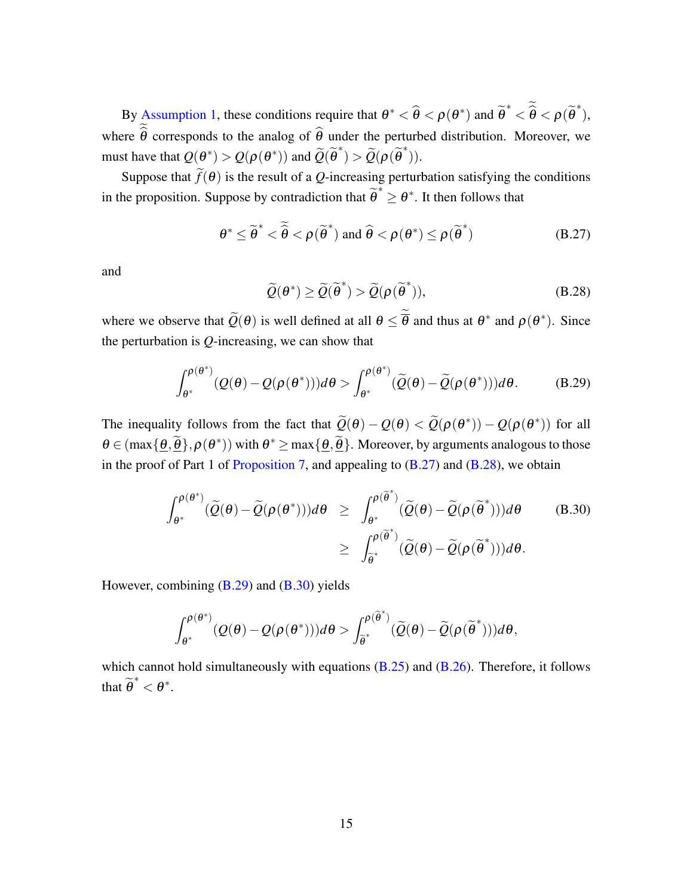By Assumption 1, these conditions require that $\theta^* < \widehat{\theta} < \rho(\theta^*)$ and $\widetilde{\theta}^* < \widehat{\widetilde{\theta}} < \rho(\widetilde{\theta}^*)$, where $\widehat{\widetilde{\theta}}$ corresponds to the analog of $\widehat{\theta}$ under the perturbed distribution. Moreover, we must have that $Q(\theta^*) > Q(\rho(\theta^*))$ and $\widetilde{Q}(\widetilde{\theta}^*) > \widetilde{Q}(\rho(\widetilde{\theta}^*))$.

Suppose that $\widetilde{f}(\theta)$ is the result of a $Q$-increasing perturbation satisfying the conditions in the proposition. Suppose by contradiction that $\widetilde{\theta}^* \geq \theta^*$. It then follows that

$$\theta^* \leq \widetilde{\theta}^* < \widehat{\widetilde{\theta}} < \rho(\widetilde{\theta}^*) \text{ and } \widehat{\theta} < \rho(\theta^*) \leq \rho(\widetilde{\theta}^*) \tag{B.27}$$

and

$$\widetilde{Q}(\theta^*) \geq \widetilde{Q}(\widetilde{\theta}^*) > \widetilde{Q}(\rho(\widetilde{\theta}^*)), \tag{B.28}$$

where we observe that $\widetilde{Q}(\theta)$ is well defined at all $\theta \leq \overline{\widetilde{\theta}}$ and thus at $\theta^*$ and $\rho(\theta^*)$. Since the perturbation is $Q$-increasing, we can show that

$$\int_{\theta^*}^{\rho(\theta^*)} (Q(\theta) - Q(\rho(\theta^*)))d\theta > \int_{\theta^*}^{\rho(\theta^*)} (\widetilde{Q}(\theta) - \widetilde{Q}(\rho(\theta^*)))d\theta. \tag{B.29}$$

The inequality follows from the fact that $\widetilde{Q}(\theta) - Q(\theta) < \widetilde{Q}(\rho(\theta^*)) - Q(\rho(\theta^*))$ for all $\theta \in (\max\{\underline{\theta}, \underline{\widetilde{\theta}}\}, \rho(\theta^*))$ with $\theta^* \geq \max\{\underline{\theta}, \underline{\widetilde{\theta}}\}$. Moreover, by arguments analogous to those in the proof of Part 1 of Proposition 7, and appealing to (B.27) and (B.28), we obtain

$$\begin{aligned}
\int_{\theta^*}^{\rho(\theta^*)} (\widetilde{Q}(\theta) - \widetilde{Q}(\rho(\theta^*)))d\theta &\geq \int_{\theta^*}^{\rho(\widetilde{\theta}^*)} (\widetilde{Q}(\theta) - \widetilde{Q}(\rho(\widetilde{\theta}^*)))d\theta \\
&\geq \int_{\widetilde{\theta}^*}^{\rho(\widetilde{\theta}^*)} (\widetilde{Q}(\theta) - \widetilde{Q}(\rho(\widetilde{\theta}^*)))d\theta.
\end{aligned} \tag{B.30}$$

However, combining (B.29) and (B.30) yields

$$\int_{\theta^*}^{\rho(\theta^*)} (Q(\theta) - Q(\rho(\theta^*)))d\theta > \int_{\widetilde{\theta}^*}^{\rho(\widetilde{\theta}^*)} (\widetilde{Q}(\theta) - \widetilde{Q}(\rho(\widetilde{\theta}^*)))d\theta,$$

which cannot hold simultaneously with equations (B.25) and (B.26). Therefore, it follows that $\widetilde{\theta}^* < \theta^*$.